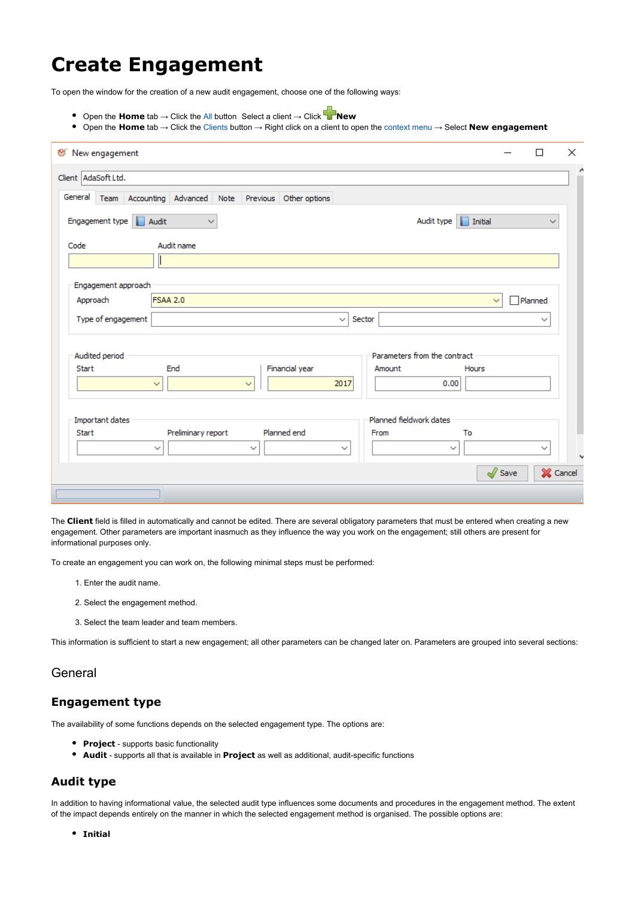# Create Engagement

To open the window for the creation of a new audit engagement, choose one of the following ways:

- Open the **Home** tab → Click the All button  Select a client → Click **New**
- Open the **Home** tab → Click the Clients button → Right click on a client to open the context menu → Select **New engagement**

The **Client** field is filled in automatically and cannot be edited. There are several obligatory parameters that must be entered when creating a new engagement. Other parameters are important inasmuch as they influence the way you work on the engagement; still others are present for informational purposes only.

To create an engagement you can work on, the following minimal steps must be performed:

1. Enter the audit name.
2. Select the engagement method.
3. Select the team leader and team members.

This information is sufficient to start a new engagement; all other parameters can be changed later on. Parameters are grouped into several sections:

## General

### Engagement type

The availability of some functions depends on the selected engagement type. The options are:

- **Project** - supports basic functionality
- **Audit** - supports all that is available in **Project** as well as additional, audit-specific functions

### Audit type

In addition to having informational value, the selected audit type influences some documents and procedures in the engagement method. The extent of the impact depends entirely on the manner in which the selected engagement method is organised. The possible options are:

- **Initial**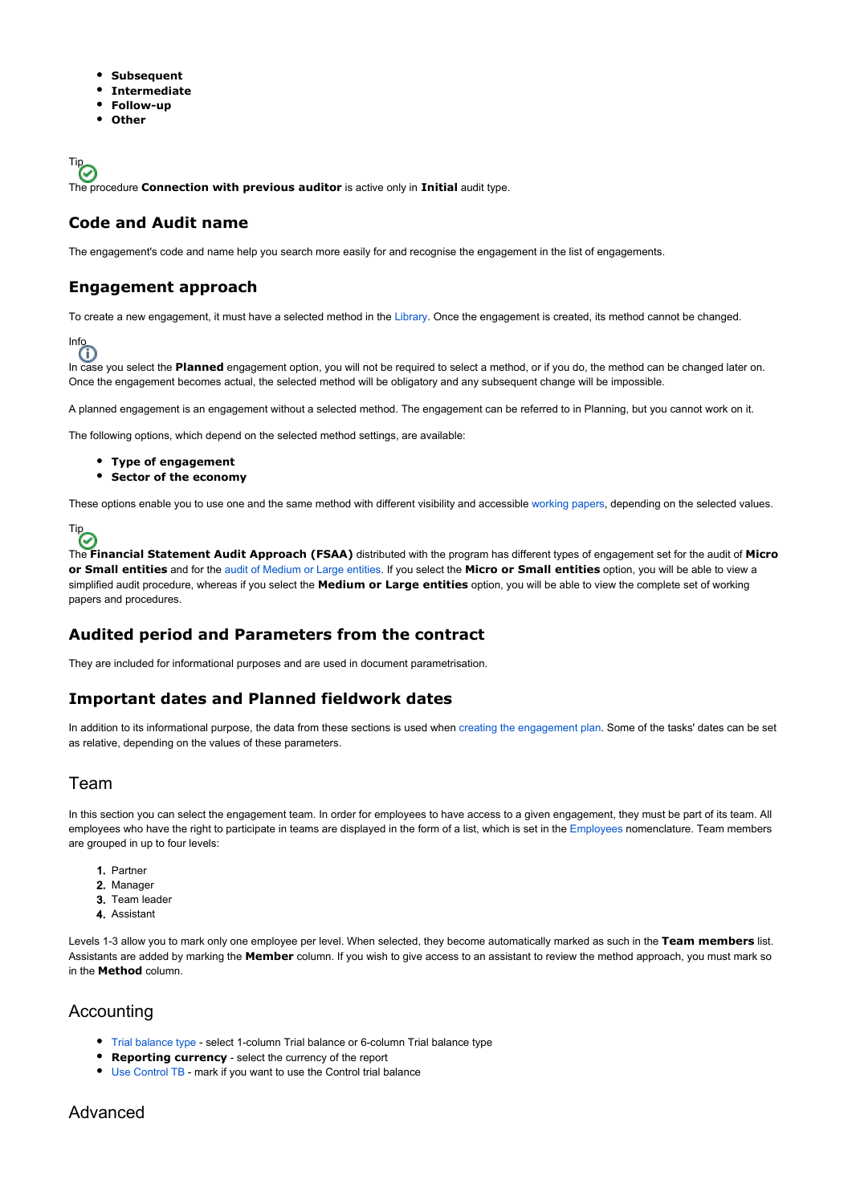- **Subsequent**
- **Intermediate**
- **Follow-up**
- **Other**

Tip

The procedure **Connection with previous auditor** is active only in **Initial** audit type.

## Code and Audit name

The engagement's code and name help you search more easily for and recognise the engagement in the list of engagements.

## Engagement approach

To create a new engagement, it must have a selected method in the Library. Once the engagement is created, its method cannot be changed.

Info

In case you select the **Planned** engagement option, you will not be required to select a method, or if you do, the method can be changed later on. Once the engagement becomes actual, the selected method will be obligatory and any subsequent change will be impossible.

A planned engagement is an engagement without a selected method. The engagement can be referred to in Planning, but you cannot work on it.

The following options, which depend on the selected method settings, are available:

- **Type of engagement**
- **Sector of the economy**

These options enable you to use one and the same method with different visibility and accessible working papers, depending on the selected values.

Tip

The **Financial Statement Audit Approach (FSAA)** distributed with the program has different types of engagement set for the audit of **Micro or Small entities** and for the audit of Medium or Large entities. If you select the **Micro or Small entities** option, you will be able to view a simplified audit procedure, whereas if you select the **Medium or Large entities** option, you will be able to view the complete set of working papers and procedures.

## Audited period and Parameters from the contract

They are included for informational purposes and are used in document parametrisation.

## Important dates and Planned fieldwork dates

In addition to its informational purpose, the data from these sections is used when creating the engagement plan. Some of the tasks' dates can be set as relative, depending on the values of these parameters.

## Team

In this section you can select the engagement team. In order for employees to have access to a given engagement, they must be part of its team. All employees who have the right to participate in teams are displayed in the form of a list, which is set in the Employees nomenclature. Team members are grouped in up to four levels:

1. Partner
2. Manager
3. Team leader
4. Assistant

Levels 1-3 allow you to mark only one employee per level. When selected, they become automatically marked as such in the **Team members** list. Assistants are added by marking the **Member** column. If you wish to give access to an assistant to review the method approach, you must mark so in the **Method** column.

## Accounting

- Trial balance type - select 1-column Trial balance or 6-column Trial balance type
- **Reporting currency** - select the currency of the report
- Use Control TB - mark if you want to use the Control trial balance

## Advanced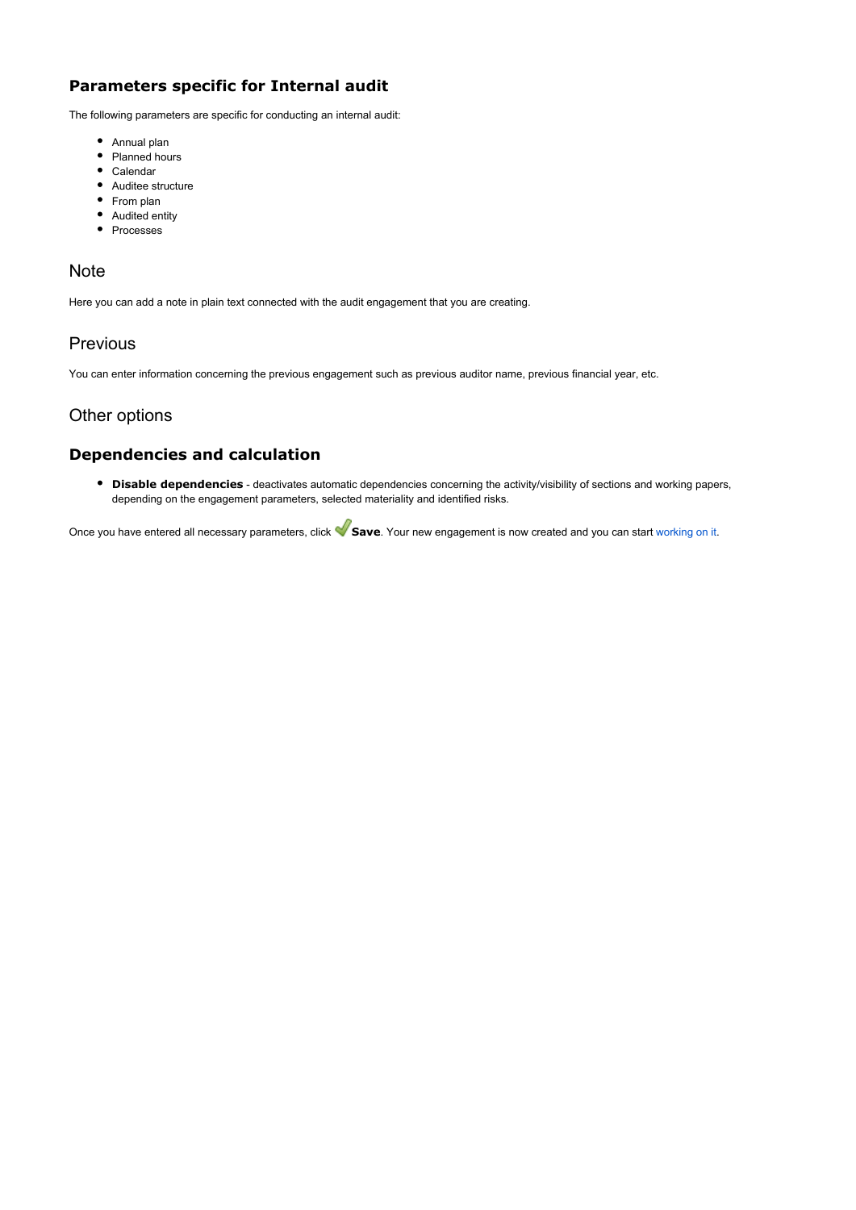### Parameters specific for Internal audit

The following parameters are specific for conducting an internal audit:

- Annual plan
- Planned hours
- Calendar
- Auditee structure
- From plan
- Audited entity
- Processes

## Note

Here you can add a note in plain text connected with the audit engagement that you are creating.

## Previous

You can enter information concerning the previous engagement such as previous auditor name, previous financial year, etc.

## Other options

### Dependencies and calculation

- **Disable dependencies** - deactivates automatic dependencies concerning the activity/visibility of sections and working papers, depending on the engagement parameters, selected materiality and identified risks.

Once you have entered all necessary parameters, click **Save**. Your new engagement is now created and you can start working on it.